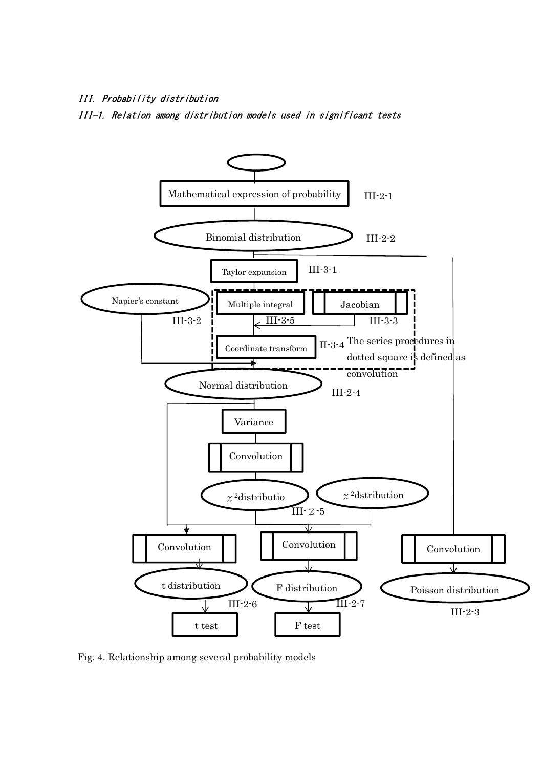# III. Probability distribution

## III-1. Relation among distribution models used in significant tests

Mathematical expression of probability III-2-1

Binomial distribution III-2-2

Taylor expansion III-3-1

Napier's constant III-3-2

Multiple integral III-3-5

Jacobian III-3-3

Coordinate transform II-3-4

The series procedures in dotted square is defined as convolution

Normal distribution III-2-4

Variance

Convolution

$\chi^2$distributio

$\chi^2$dstribution

III- 2 -5

Convolution

Convolution

Convolution

t distribution III-2-6

F distribution III-2-7

Poisson distribution III-2-3

t test

F test

Fig. 4. Relationship among several probability models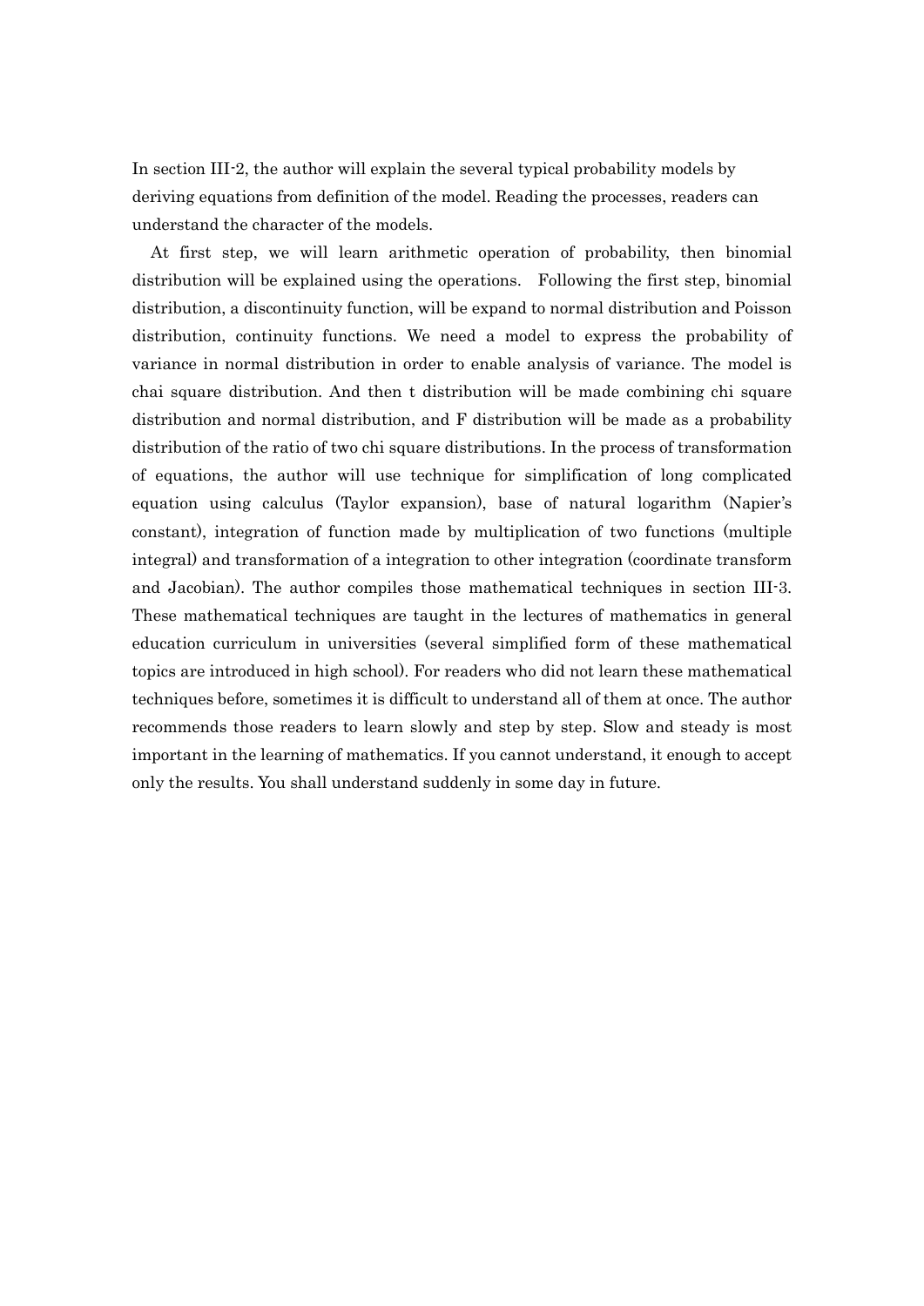In section III-2, the author will explain the several typical probability models by deriving equations from definition of the model. Reading the processes, readers can understand the character of the models.

At first step, we will learn arithmetic operation of probability, then binomial distribution will be explained using the operations. Following the first step, binomial distribution, a discontinuity function, will be expand to normal distribution and Poisson distribution, continuity functions. We need a model to express the probability of variance in normal distribution in order to enable analysis of variance. The model is chai square distribution. And then t distribution will be made combining chi square distribution and normal distribution, and F distribution will be made as a probability distribution of the ratio of two chi square distributions. In the process of transformation of equations, the author will use technique for simplification of long complicated equation using calculus (Taylor expansion), base of natural logarithm (Napier's constant), integration of function made by multiplication of two functions (multiple integral) and transformation of a integration to other integration (coordinate transform and Jacobian). The author compiles those mathematical techniques in section III-3. These mathematical techniques are taught in the lectures of mathematics in general education curriculum in universities (several simplified form of these mathematical topics are introduced in high school). For readers who did not learn these mathematical techniques before, sometimes it is difficult to understand all of them at once. The author recommends those readers to learn slowly and step by step. Slow and steady is most important in the learning of mathematics. If you cannot understand, it enough to accept only the results. You shall understand suddenly in some day in future.